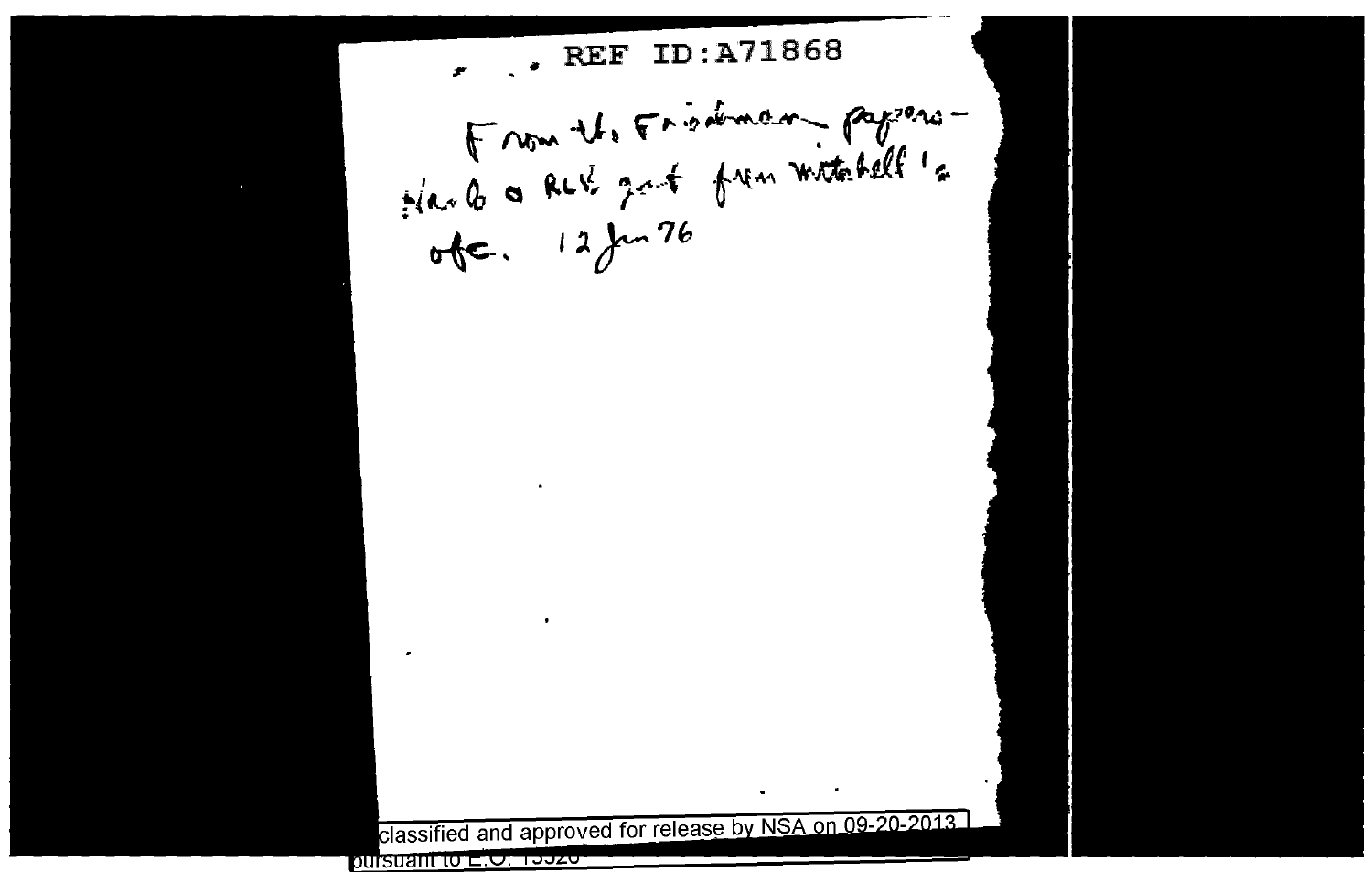REF ID:A71868

From the Friedman papers—
Harb a RLK got from Mitchell's
ofc. 12 Jun 76

classified and approved for release by NSA on 09-20-2013
pursuant to E.O. 13526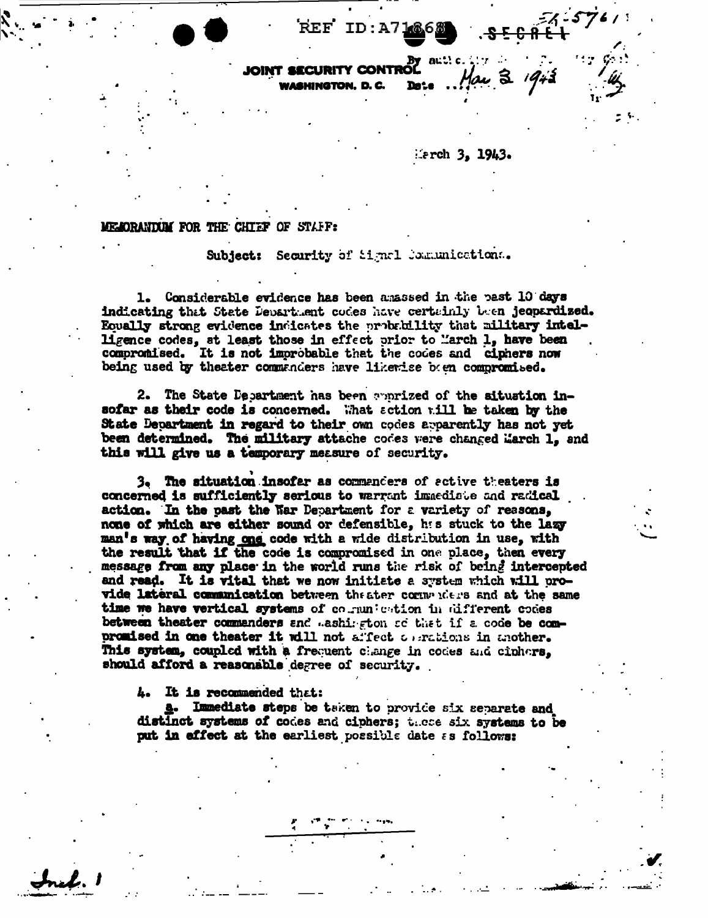REF ID:A71868 SECRET

JOINT SECURITY CONTROL
WASHINGTON, D. C.

By authority ... Date Mar 3 1943

March 3, 1943.

MEMORANDUM FOR THE CHIEF OF STAFF:

Subject: Security of Signal Communications.

1. Considerable evidence has been amassed in the past 10 days indicating that State Department codes have certainly been jeopardized. Equally strong evidence indicates the probability that military intelligence codes, at least those in effect prior to March 1, have been compromised. It is not improbable that the codes and ciphers now being used by theater commanders have likewise been compromised.

2. The State Department has been apprized of the situation insofar as their code is concerned. What action will be taken by the State Department in regard to their own codes apparently has not yet been determined. The military attache codes were changed March 1, and this will give us a temporary measure of security.

3. The situation insofar as commanders of active theaters is concerned is sufficiently serious to warrant immediate and radical action. In the past the War Department for a variety of reasons, none of which are either sound or defensible, has stuck to the lazy man's way of having one code with a wide distribution in use, with the result that if the code is compromised in one place, then every message from any place in the world runs the risk of being intercepted and read. It is vital that we now initiate a system which will provide lateral communication between theater commanders and at the same time we have vertical systems of communication in different codes between theater commanders and Washington so that if a code be compromised in one theater it will not affect operations in another. This system, coupled with a frequent change in codes and ciphers, should afford a reasonable degree of security.

4. It is recommended that:

a. Immediate steps be taken to provide six separate and distinct systems of codes and ciphers; these six systems to be put in effect at the earliest possible date as follows:

Incl. 1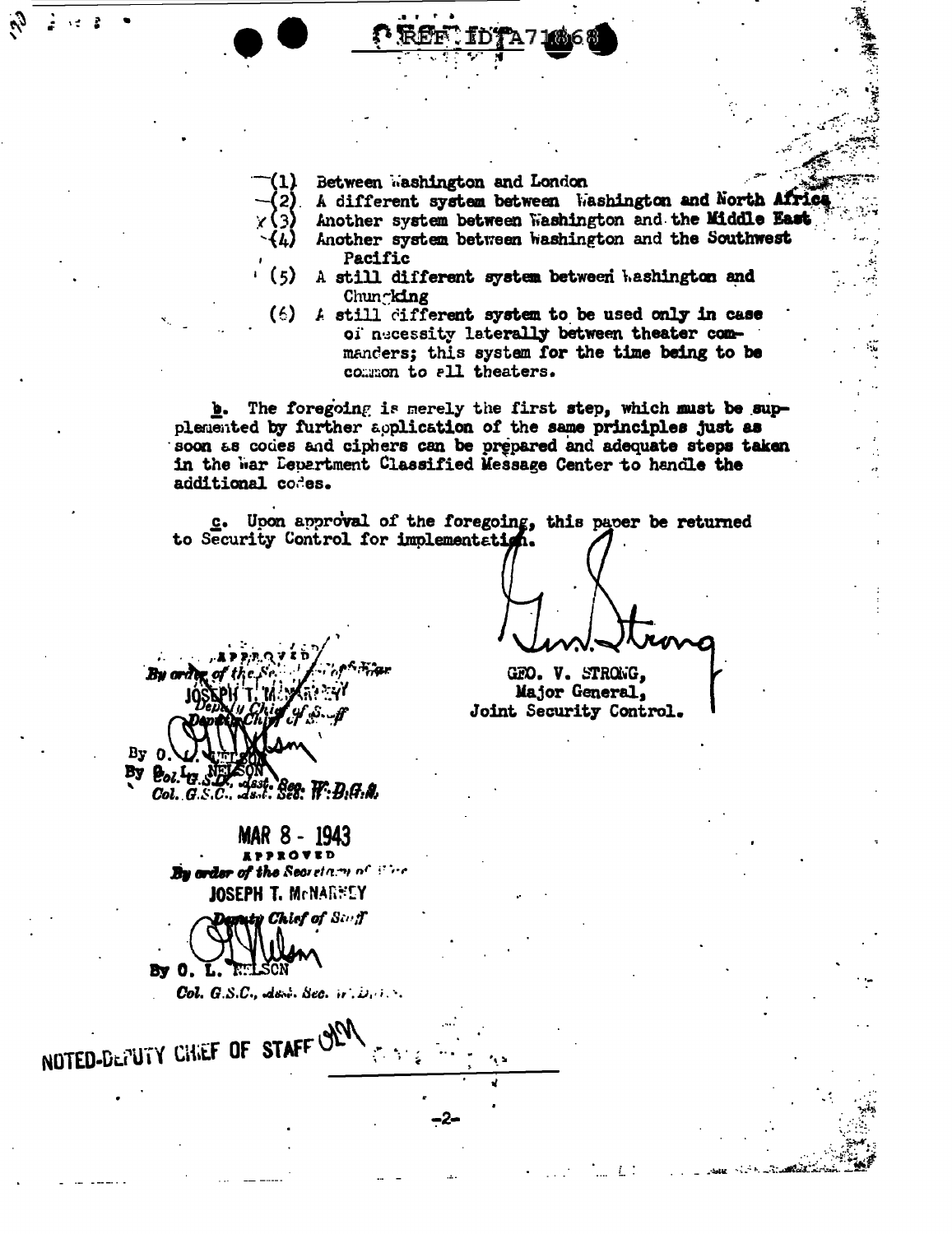(1) Between Washington and London

(2) A different system between Washington and North Africa

(3) Another system between Washington and the Middle East

(4) Another system between Washington and the Southwest Pacific

(5) A still different system between Washington and Chungking

(6) A still different system to be used only in case of necessity laterally between theater commanders; this system for the time being to be common to all theaters.

b. The foregoing is merely the first step, which must be supplemented by further application of the same principles just as soon as codes and ciphers can be prepared and adequate steps taken in the War Department Classified Message Center to handle the additional codes.

c. Upon approval of the foregoing, this paper be returned to Security Control for implementation.

GEO. V. STRONG,
Major General,
Joint Security Control.

APPROVED
By order of the Secretary of War
JOSEPH T. McNARNEY
Deputy Chief of Staff
By O. L. NELSON
Col. G.S.C., Asst. Sec. W.D.G.S.

MAR 8 - 1943

APPROVED
By order of the Secretary of War
JOSEPH T. McNARNEY
Deputy Chief of Staff
By O. L. NELSON
Col. G.S.C., Asst. Sec. W.D.G.S.

NOTED-DEPUTY CHIEF OF STAFF